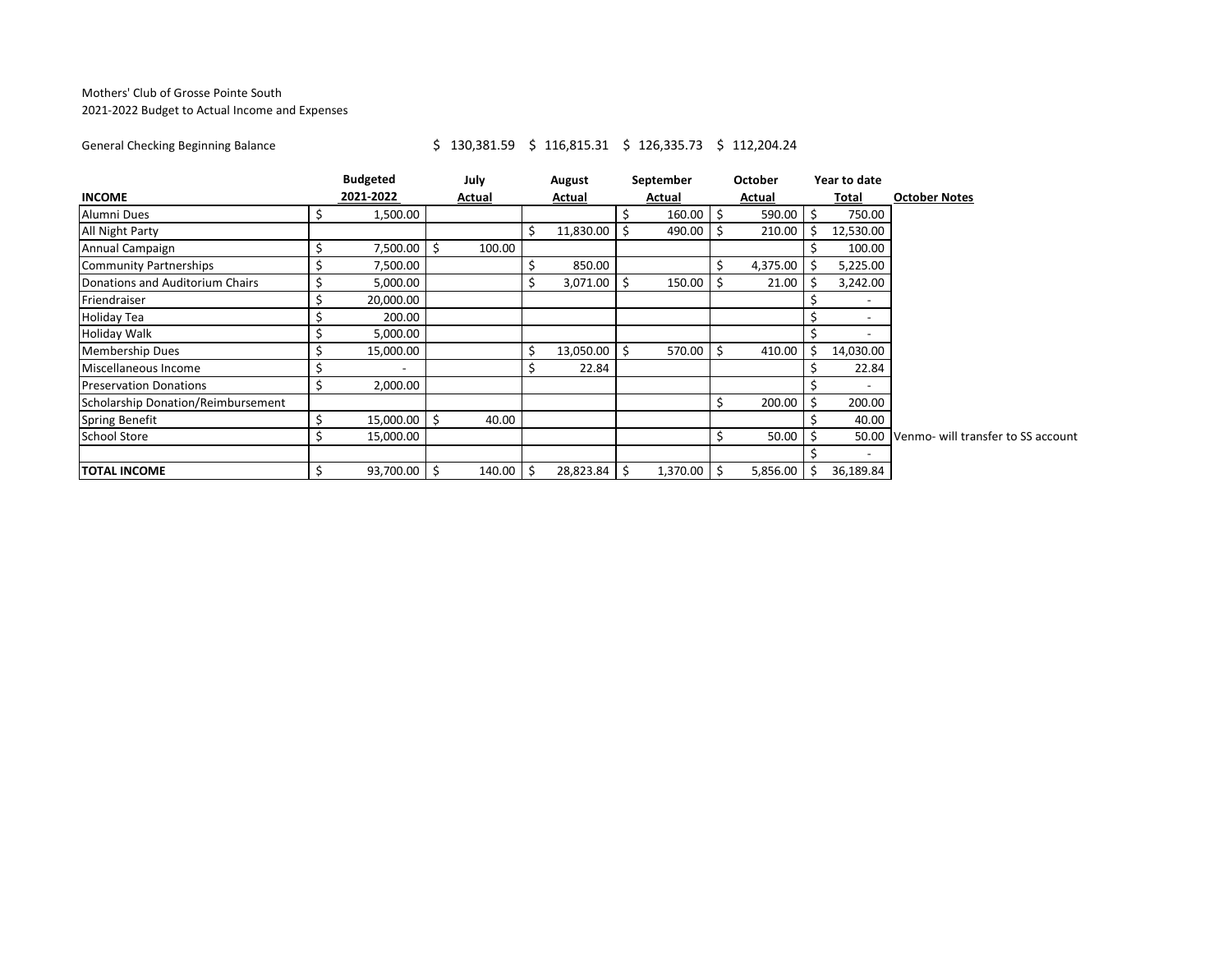Mothers' Club of Grosse Pointe South
2021-2022 Budget to Actual Income and Expenses

General Checking Beginning Balance $ 130,381.59 $ 116,815.31 $ 126,335.73 $ 112,204.24

| INCOME | Budgeted 2021-2022 | July Actual | August Actual | September Actual | October Actual | Year to date Total | October Notes |
|---|---|---|---|---|---|---|---|
| Alumni Dues | $ 1,500.00 | | | $ 160.00 | $ 590.00 | $ 750.00 | |
| All Night Party | | | $ 11,830.00 | $ 490.00 | $ 210.00 | $ 12,530.00 | |
| Annual Campaign | $ 7,500.00 | $ 100.00 | | | | $ 100.00 | |
| Community Partnerships | $ 7,500.00 | | $ 850.00 | | $ 4,375.00 | $ 5,225.00 | |
| Donations and Auditorium Chairs | $ 5,000.00 | | $ 3,071.00 | $ 150.00 | $ 21.00 | $ 3,242.00 | |
| Friendraiser | $ 20,000.00 | | | | | $ - | |
| Holiday Tea | $ 200.00 | | | | | $ - | |
| Holiday Walk | $ 5,000.00 | | | | | $ - | |
| Membership Dues | $ 15,000.00 | | $ 13,050.00 | $ 570.00 | $ 410.00 | $ 14,030.00 | |
| Miscellaneous Income | $ - | | $ 22.84 | | | $ 22.84 | |
| Preservation Donations | $ 2,000.00 | | | | | $ - | |
| Scholarship Donation/Reimbursement | | | | | $ 200.00 | $ 200.00 | |
| Spring Benefit | $ 15,000.00 | $ 40.00 | | | | $ 40.00 | |
| School Store | $ 15,000.00 | | | | $ 50.00 | $ 50.00 | Venmo- will transfer to SS account |
| | | | | | | $ - | |
| **TOTAL INCOME** | $ 93,700.00 | $ 140.00 | $ 28,823.84 | $ 1,370.00 | $ 5,856.00 | $ 36,189.84 | |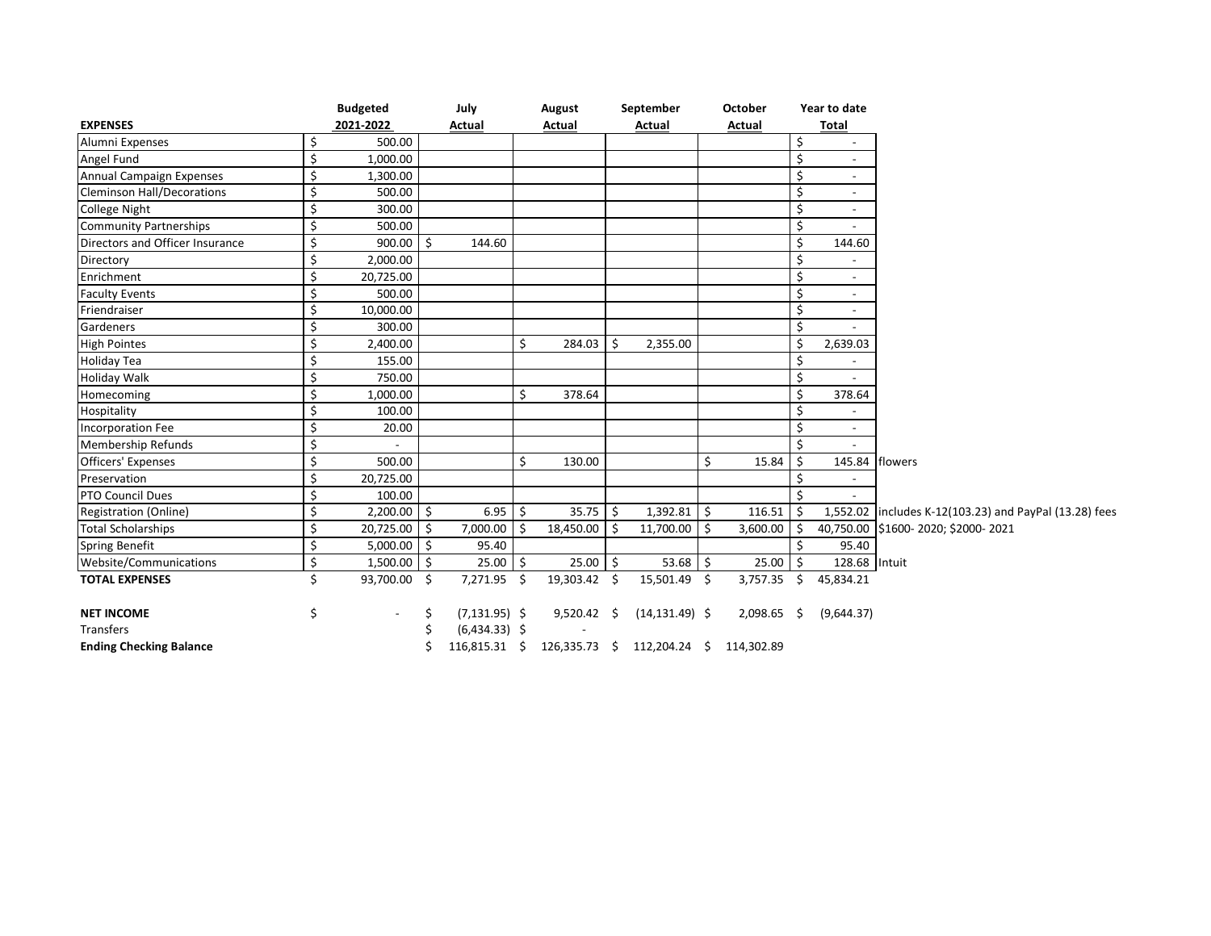| EXPENSES | Budgeted 2021-2022 | July Actual | August Actual | September Actual | October Actual | Year to date Total | |
|---|---|---|---|---|---|---|---|
| Alumni Expenses | $ 500.00 | | | | | $ - | |
| Angel Fund | $ 1,000.00 | | | | | $ - | |
| Annual Campaign Expenses | $ 1,300.00 | | | | | $ - | |
| Cleminson Hall/Decorations | $ 500.00 | | | | | $ - | |
| College Night | $ 300.00 | | | | | $ - | |
| Community Partnerships | $ 500.00 | | | | | $ - | |
| Directors and Officer Insurance | $ 900.00 | $ 144.60 | | | | $ 144.60 | |
| Directory | $ 2,000.00 | | | | | $ - | |
| Enrichment | $ 20,725.00 | | | | | $ - | |
| Faculty Events | $ 500.00 | | | | | $ - | |
| Friendraiser | $ 10,000.00 | | | | | $ - | |
| Gardeners | $ 300.00 | | | | | $ - | |
| High Pointes | $ 2,400.00 | | $ 284.03 | $ 2,355.00 | | $ 2,639.03 | |
| Holiday Tea | $ 155.00 | | | | | $ - | |
| Holiday Walk | $ 750.00 | | | | | $ - | |
| Homecoming | $ 1,000.00 | | $ 378.64 | | | $ 378.64 | |
| Hospitality | $ 100.00 | | | | | $ - | |
| Incorporation Fee | $ 20.00 | | | | | $ - | |
| Membership Refunds | $ - | | | | | $ - | |
| Officers' Expenses | $ 500.00 | | $ 130.00 | | $ 15.84 | $ 145.84 | flowers |
| Preservation | $ 20,725.00 | | | | | $ - | |
| PTO Council Dues | $ 100.00 | | | | | $ - | |
| Registration (Online) | $ 2,200.00 | $ 6.95 | $ 35.75 | $ 1,392.81 | $ 116.51 | $ 1,552.02 | includes K-12(103.23) and PayPal (13.28) fees |
| Total Scholarships | $ 20,725.00 | $ 7,000.00 | $ 18,450.00 | $ 11,700.00 | $ 3,600.00 | $ 40,750.00 | $1600- 2020; $2000- 2021 |
| Spring Benefit | $ 5,000.00 | $ 95.40 | | | | $ 95.40 | |
| Website/Communications | $ 1,500.00 | $ 25.00 | $ 25.00 | $ 53.68 | $ 25.00 | $ 128.68 | Intuit |
| **TOTAL EXPENSES** | $ 93,700.00 | $ 7,271.95 | $ 19,303.42 | $ 15,501.49 | $ 3,757.35 | $ 45,834.21 | |
| | | | | | | | |
| **NET INCOME** | $ - | $ (7,131.95) | $ 9,520.42 | $ (14,131.49) | $ 2,098.65 | $ (9,644.37) | |
| Transfers | | $ (6,434.33) | $ - | | | | |
| **Ending Checking Balance** | | $ 116,815.31 | $ 126,335.73 | $ 112,204.24 | $ 114,302.89 | | |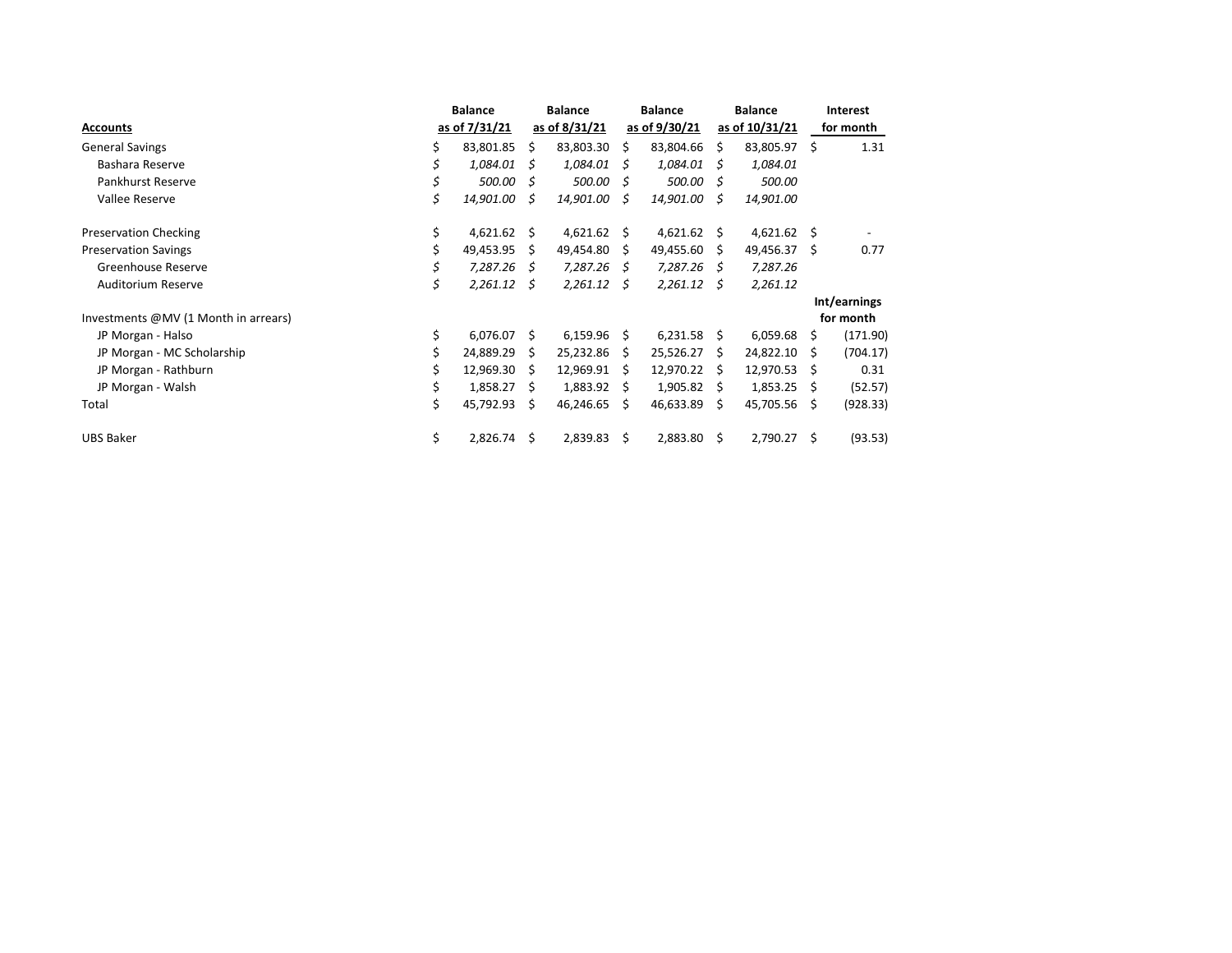| Accounts | Balance as of 7/31/21 | Balance as of 8/31/21 | Balance as of 9/30/21 | Balance as of 10/31/21 | Interest for month |
|---|---|---|---|---|---|
| General Savings | $ 83,801.85 | $ 83,803.30 | $ 83,804.66 | $ 83,805.97 | $ 1.31 |
| Bashara Reserve | *$ 1,084.01* | *$ 1,084.01* | *$ 1,084.01* | *$ 1,084.01* | |
| Pankhurst Reserve | *$ 500.00* | *$ 500.00* | *$ 500.00* | *$ 500.00* | |
| Vallee Reserve | *$ 14,901.00* | *$ 14,901.00* | *$ 14,901.00* | *$ 14,901.00* | |
| | | | | | |
| Preservation Checking | $ 4,621.62 | $ 4,621.62 | $ 4,621.62 | $ 4,621.62 | $ - |
| Preservation Savings | $ 49,453.95 | $ 49,454.80 | $ 49,455.60 | $ 49,456.37 | $ 0.77 |
| Greenhouse Reserve | *$ 7,287.26* | *$ 7,287.26* | *$ 7,287.26* | *$ 7,287.26* | |
| Auditorium Reserve | *$ 2,261.12* | *$ 2,261.12* | *$ 2,261.12* | *$ 2,261.12* | |
| | | | | | **Int/earnings for month** |
| Investments @MV (1 Month in arrears) | | | | | |
| JP Morgan - Halso | $ 6,076.07 | $ 6,159.96 | $ 6,231.58 | $ 6,059.68 | $ (171.90) |
| JP Morgan - MC Scholarship | $ 24,889.29 | $ 25,232.86 | $ 25,526.27 | $ 24,822.10 | $ (704.17) |
| JP Morgan - Rathburn | $ 12,969.30 | $ 12,969.91 | $ 12,970.22 | $ 12,970.53 | $ 0.31 |
| JP Morgan - Walsh | $ 1,858.27 | $ 1,883.92 | $ 1,905.82 | $ 1,853.25 | $ (52.57) |
| Total | $ 45,792.93 | $ 46,246.65 | $ 46,633.89 | $ 45,705.56 | $ (928.33) |
| | | | | | |
| UBS Baker | $ 2,826.74 | $ 2,839.83 | $ 2,883.80 | $ 2,790.27 | $ (93.53) |